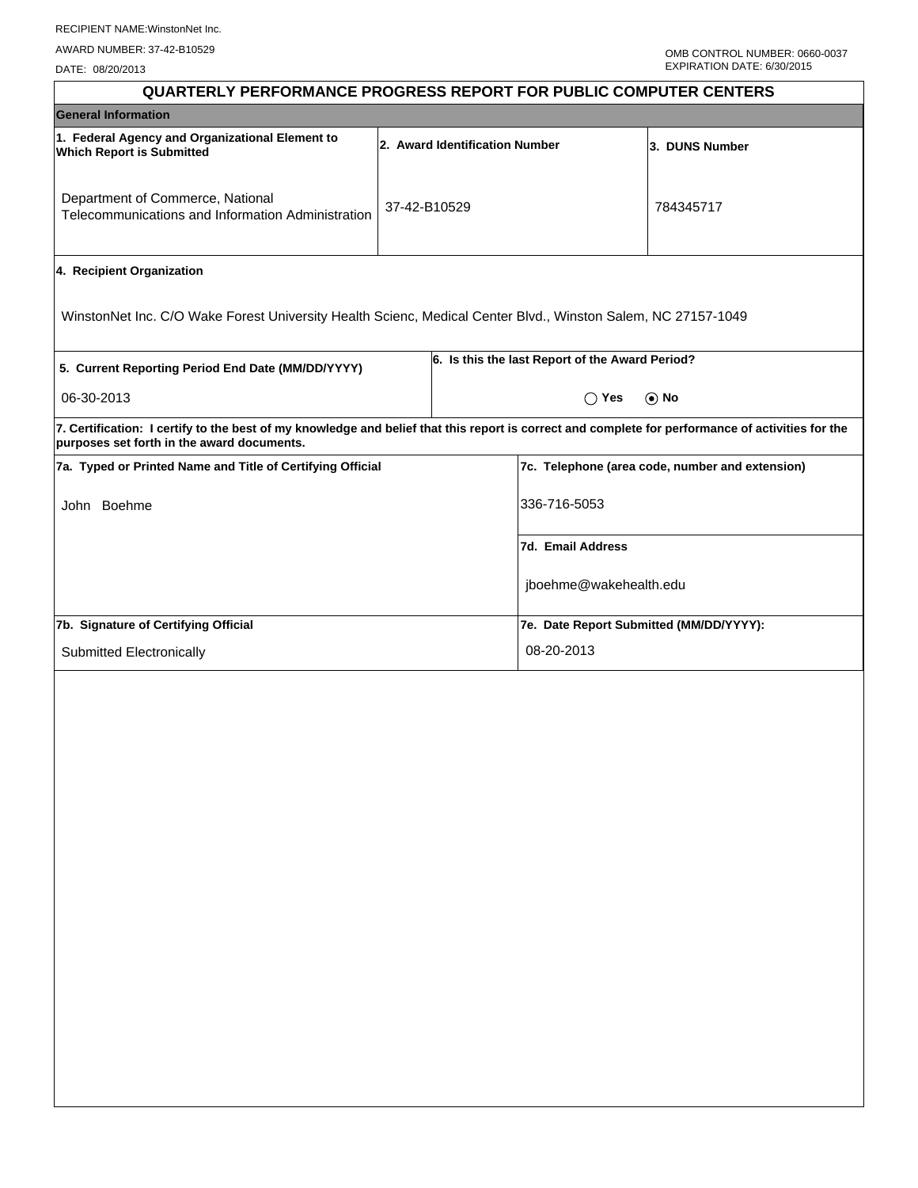RECIPIENT NAME:WinstonNet Inc.

AWARD NUMBER: 37-42-B10529

DATE: 08/20/2013

OMB CONTROL NUMBER: 0660-0037
EXPIRATION DATE: 6/30/2015

# QUARTERLY PERFORMANCE PROGRESS REPORT FOR PUBLIC COMPUTER CENTERS

## General Information

| 1. Federal Agency and Organizational Element to Which Report is Submitted | 2. Award Identification Number | 3. DUNS Number |
|---|---|---|
| Department of Commerce, National Telecommunications and Information Administration | 37-42-B10529 | 784345717 |

**4. Recipient Organization**

WinstonNet Inc. C/O Wake Forest University Health Scienc, Medical Center Blvd., Winston Salem, NC 27157-1049

| 5. Current Reporting Period End Date (MM/DD/YYYY) | 6. Is this the last Report of the Award Period? |
|---|---|
| 06-30-2013 | ◯ Yes ◉ No |

**7. Certification: I certify to the best of my knowledge and belief that this report is correct and complete for performance of activities for the purposes set forth in the award documents.**

| 7a. Typed or Printed Name and Title of Certifying Official | 7c. Telephone (area code, number and extension) |
|---|---|
| John Boehme | 336-716-5053 |
| | **7d. Email Address** |
| | jboehme@wakehealth.edu |
| **7b. Signature of Certifying Official** | **7e. Date Report Submitted (MM/DD/YYYY):** |
| Submitted Electronically | 08-20-2013 |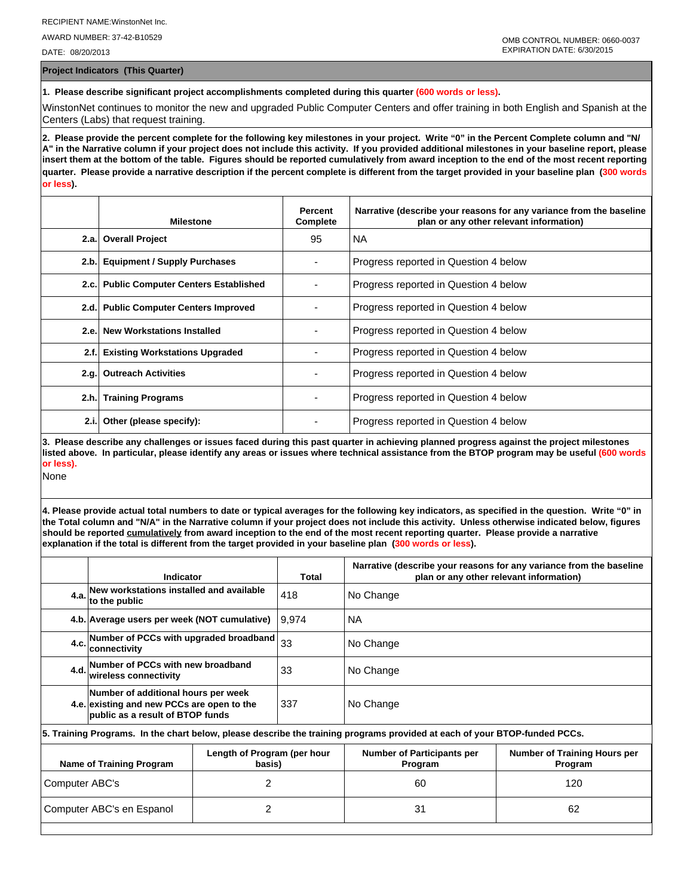RECIPIENT NAME:WinstonNet Inc.

AWARD NUMBER: 37-42-B10529

DATE: 08/20/2013

OMB CONTROL NUMBER: 0660-0037
EXPIRATION DATE: 6/30/2015

## Project Indicators (This Quarter)

**1. Please describe significant project accomplishments completed during this quarter (600 words or less).**

WinstonNet continues to monitor the new and upgraded Public Computer Centers and offer training in both English and Spanish at the Centers (Labs) that request training.

**2. Please provide the percent complete for the following key milestones in your project. Write "0" in the Percent Complete column and "N/A" in the Narrative column if your project does not include this activity. If you provided additional milestones in your baseline report, please insert them at the bottom of the table. Figures should be reported cumulatively from award inception to the end of the most recent reporting quarter. Please provide a narrative description if the percent complete is different from the target provided in your baseline plan (300 words or less).**

| | Milestone | Percent Complete | Narrative (describe your reasons for any variance from the baseline plan or any other relevant information) |
|---|---|---|---|
| 2.a. | Overall Project | 95 | NA |
| 2.b. | Equipment / Supply Purchases | - | Progress reported in Question 4 below |
| 2.c. | Public Computer Centers Established | - | Progress reported in Question 4 below |
| 2.d. | Public Computer Centers Improved | - | Progress reported in Question 4 below |
| 2.e. | New Workstations Installed | - | Progress reported in Question 4 below |
| 2.f. | Existing Workstations Upgraded | - | Progress reported in Question 4 below |
| 2.g. | Outreach Activities | - | Progress reported in Question 4 below |
| 2.h. | Training Programs | - | Progress reported in Question 4 below |
| 2.i. | Other (please specify): | - | Progress reported in Question 4 below |

**3. Please describe any challenges or issues faced during this past quarter in achieving planned progress against the project milestones listed above. In particular, please identify any areas or issues where technical assistance from the BTOP program may be useful (600 words or less).**

None

**4. Please provide actual total numbers to date or typical averages for the following key indicators, as specified in the question. Write "0" in the Total column and "N/A" in the Narrative column if your project does not include this activity. Unless otherwise indicated below, figures should be reported cumulatively from award inception to the end of the most recent reporting quarter. Please provide a narrative explanation if the total is different from the target provided in your baseline plan (300 words or less).**

| | Indicator | Total | Narrative (describe your reasons for any variance from the baseline plan or any other relevant information) |
|---|---|---|---|
| 4.a. | New workstations installed and available to the public | 418 | No Change |
| 4.b. | Average users per week (NOT cumulative) | 9,974 | NA |
| 4.c. | Number of PCCs with upgraded broadband connectivity | 33 | No Change |
| 4.d. | Number of PCCs with new broadband wireless connectivity | 33 | No Change |
| 4.e. | Number of additional hours per week existing and new PCCs are open to the public as a result of BTOP funds | 337 | No Change |

**5. Training Programs. In the chart below, please describe the training programs provided at each of your BTOP-funded PCCs.**

| Name of Training Program | Length of Program (per hour basis) | Number of Participants per Program | Number of Training Hours per Program |
|---|---|---|---|
| Computer ABC's | 2 | 60 | 120 |
| Computer ABC's en Espanol | 2 | 31 | 62 |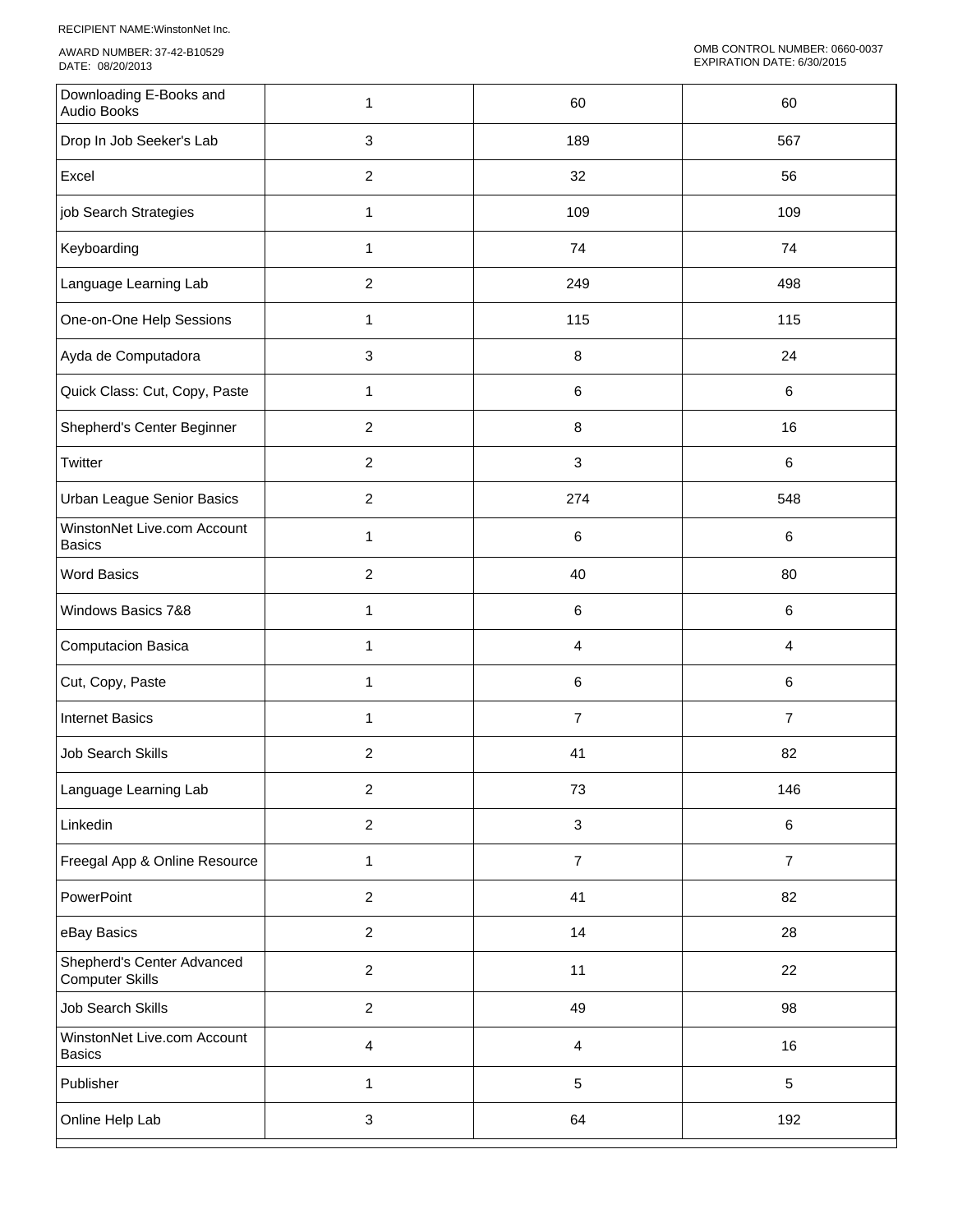| | | | |
|---|---|---|---|
| Downloading E-Books and Audio Books | 1 | 60 | 60 |
| Drop In Job Seeker's Lab | 3 | 189 | 567 |
| Excel | 2 | 32 | 56 |
| job Search Strategies | 1 | 109 | 109 |
| Keyboarding | 1 | 74 | 74 |
| Language Learning Lab | 2 | 249 | 498 |
| One-on-One Help Sessions | 1 | 115 | 115 |
| Ayda de Computadora | 3 | 8 | 24 |
| Quick Class: Cut, Copy, Paste | 1 | 6 | 6 |
| Shepherd's Center Beginner | 2 | 8 | 16 |
| Twitter | 2 | 3 | 6 |
| Urban League Senior Basics | 2 | 274 | 548 |
| WinstonNet Live.com Account Basics | 1 | 6 | 6 |
| Word Basics | 2 | 40 | 80 |
| Windows Basics 7&8 | 1 | 6 | 6 |
| Computacion Basica | 1 | 4 | 4 |
| Cut, Copy, Paste | 1 | 6 | 6 |
| Internet Basics | 1 | 7 | 7 |
| Job Search Skills | 2 | 41 | 82 |
| Language Learning Lab | 2 | 73 | 146 |
| Linkedin | 2 | 3 | 6 |
| Freegal App & Online Resource | 1 | 7 | 7 |
| PowerPoint | 2 | 41 | 82 |
| eBay Basics | 2 | 14 | 28 |
| Shepherd's Center Advanced Computer Skills | 2 | 11 | 22 |
| Job Search Skills | 2 | 49 | 98 |
| WinstonNet Live.com Account Basics | 4 | 4 | 16 |
| Publisher | 1 | 5 | 5 |
| Online Help Lab | 3 | 64 | 192 |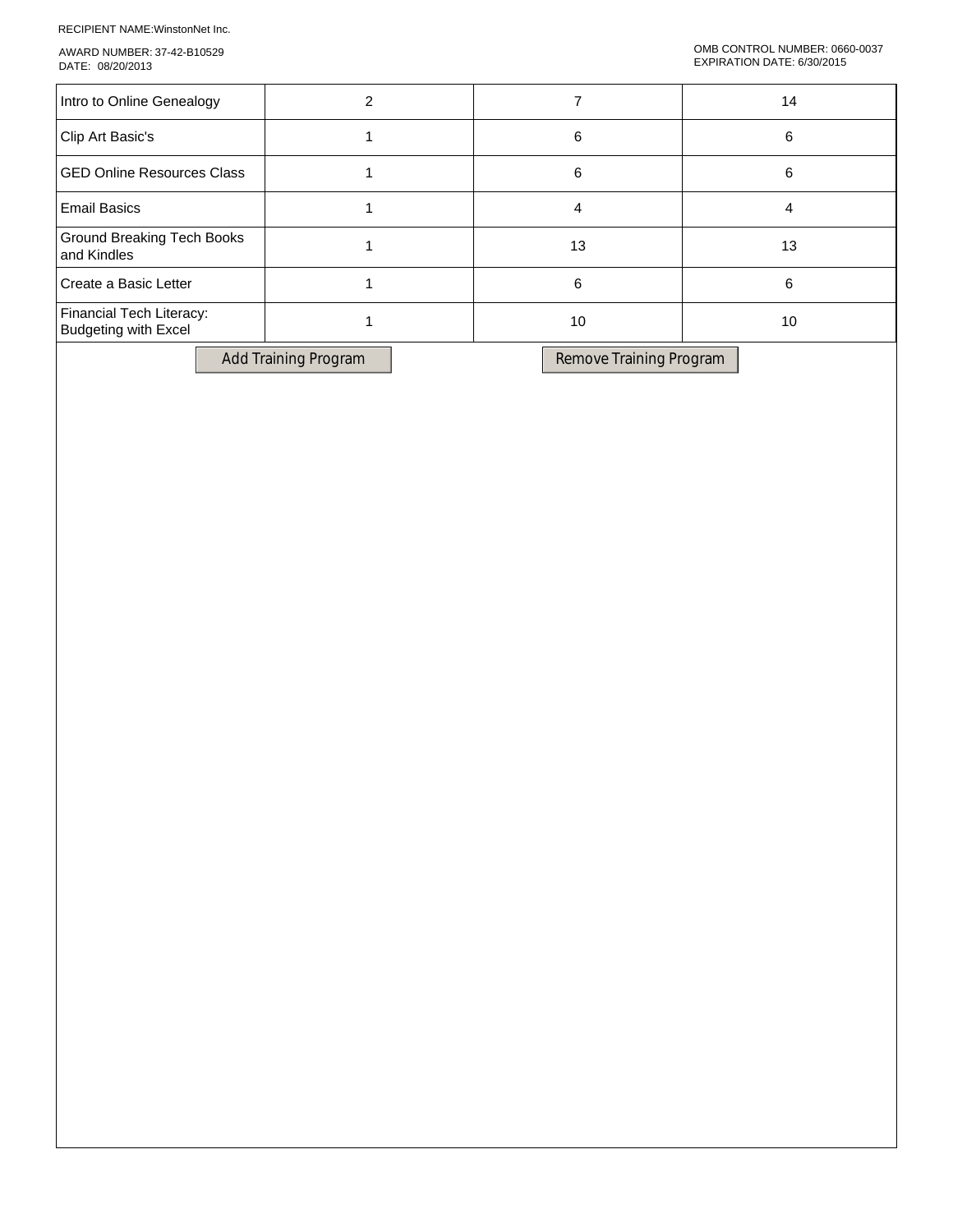RECIPIENT NAME:WinstonNet Inc.

AWARD NUMBER: 37-42-B10529
DATE: 08/20/2013

OMB CONTROL NUMBER: 0660-0037
EXPIRATION DATE: 6/30/2015

| | | | |
|---|---|---|---|
| Intro to Online Genealogy | 2 | 7 | 14 |
| Clip Art Basic's | 1 | 6 | 6 |
| GED Online Resources Class | 1 | 6 | 6 |
| Email Basics | 1 | 4 | 4 |
| Ground Breaking Tech Books and Kindles | 1 | 13 | 13 |
| Create a Basic Letter | 1 | 6 | 6 |
| Financial Tech Literacy: Budgeting with Excel | 1 | 10 | 10 |

Add Training Program

Remove Training Program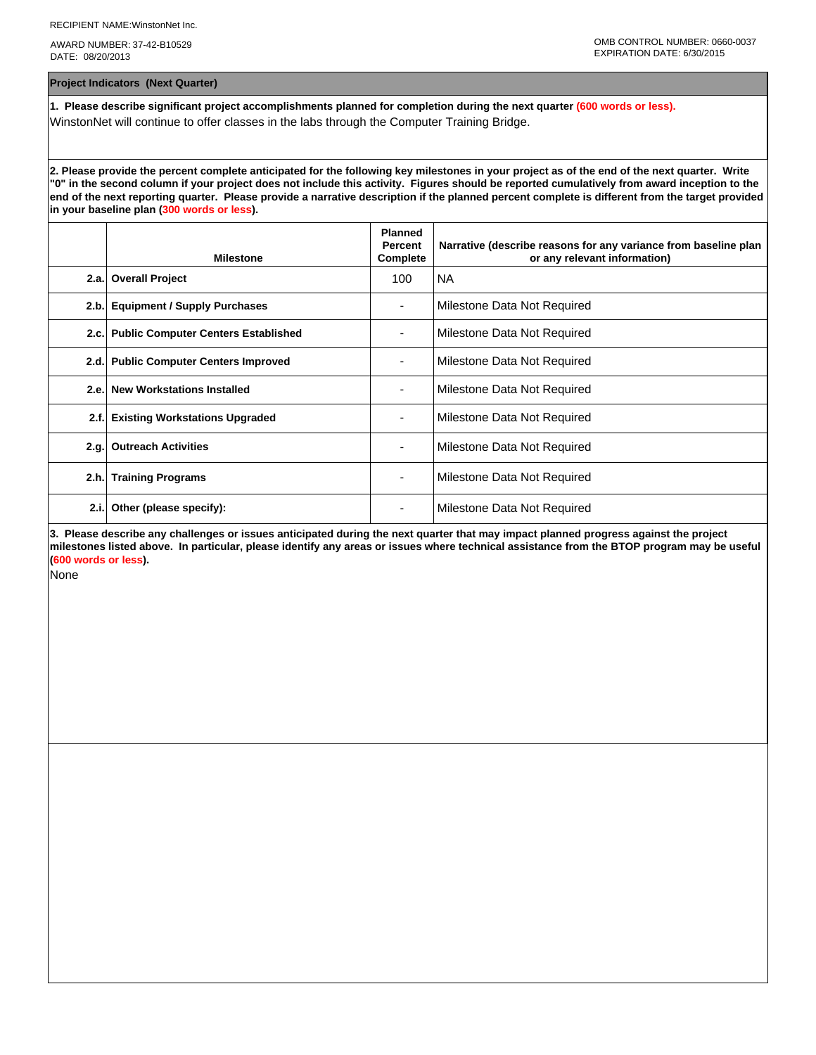RECIPIENT NAME:WinstonNet Inc.

AWARD NUMBER: 37-42-B10529
DATE: 08/20/2013

OMB CONTROL NUMBER: 0660-0037
EXPIRATION DATE: 6/30/2015

## Project Indicators (Next Quarter)

**1. Please describe significant project accomplishments planned for completion during the next quarter (600 words or less).**

WinstonNet will continue to offer classes in the labs through the Computer Training Bridge.

**2. Please provide the percent complete anticipated for the following key milestones in your project as of the end of the next quarter. Write "0" in the second column if your project does not include this activity. Figures should be reported cumulatively from award inception to the end of the next reporting quarter. Please provide a narrative description if the planned percent complete is different from the target provided in your baseline plan (300 words or less).**

| | Milestone | Planned Percent Complete | Narrative (describe reasons for any variance from baseline plan or any relevant information) |
|---|---|---|---|
| 2.a. | Overall Project | 100 | NA |
| 2.b. | Equipment / Supply Purchases | - | Milestone Data Not Required |
| 2.c. | Public Computer Centers Established | - | Milestone Data Not Required |
| 2.d. | Public Computer Centers Improved | - | Milestone Data Not Required |
| 2.e. | New Workstations Installed | - | Milestone Data Not Required |
| 2.f. | Existing Workstations Upgraded | - | Milestone Data Not Required |
| 2.g. | Outreach Activities | - | Milestone Data Not Required |
| 2.h. | Training Programs | - | Milestone Data Not Required |
| 2.i. | Other (please specify): | - | Milestone Data Not Required |

**3. Please describe any challenges or issues anticipated during the next quarter that may impact planned progress against the project milestones listed above. In particular, please identify any areas or issues where technical assistance from the BTOP program may be useful (600 words or less).**

None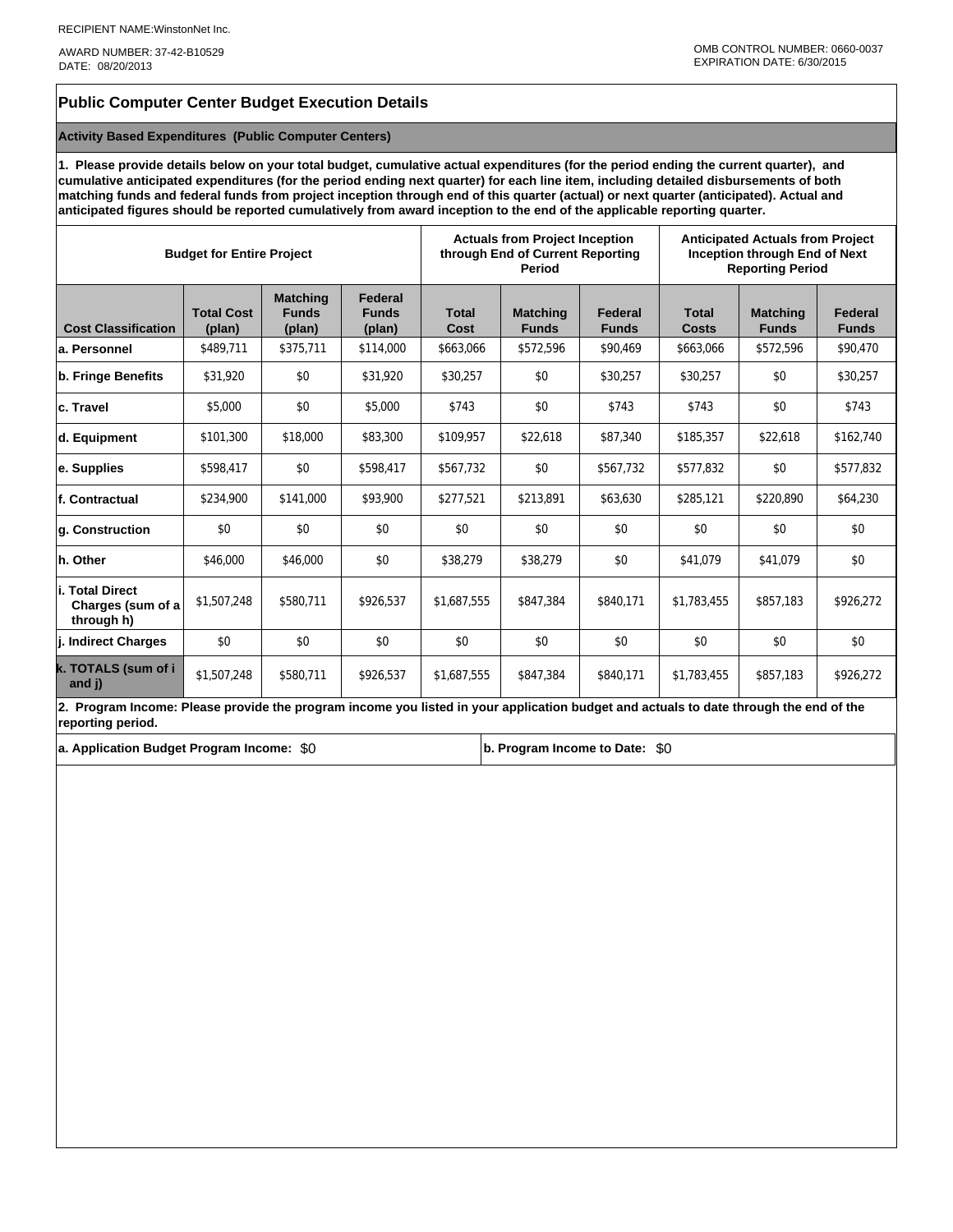RECIPIENT NAME:WinstonNet Inc.

AWARD NUMBER: 37-42-B10529
DATE: 08/20/2013

OMB CONTROL NUMBER: 0660-0037
EXPIRATION DATE: 6/30/2015

## Public Computer Center Budget Execution Details

**Activity Based Expenditures (Public Computer Centers)**

**1. Please provide details below on your total budget, cumulative actual expenditures (for the period ending the current quarter), and cumulative anticipated expenditures (for the period ending next quarter) for each line item, including detailed disbursements of both matching funds and federal funds from project inception through end of this quarter (actual) or next quarter (anticipated). Actual and anticipated figures should be reported cumulatively from award inception to the end of the applicable reporting quarter.**

| | Budget for Entire Project | | | Actuals from Project Inception through End of Current Reporting Period | | | Anticipated Actuals from Project Inception through End of Next Reporting Period | | |
|---|---|---|---|---|---|---|---|---|---|
| **Cost Classification** | **Total Cost (plan)** | **Matching Funds (plan)** | **Federal Funds (plan)** | **Total Cost** | **Matching Funds** | **Federal Funds** | **Total Costs** | **Matching Funds** | **Federal Funds** |
| a. Personnel | $489,711 | $375,711 | $114,000 | $663,066 | $572,596 | $90,469 | $663,066 | $572,596 | $90,470 |
| b. Fringe Benefits | $31,920 | $0 | $31,920 | $30,257 | $0 | $30,257 | $30,257 | $0 | $30,257 |
| c. Travel | $5,000 | $0 | $5,000 | $743 | $0 | $743 | $743 | $0 | $743 |
| d. Equipment | $101,300 | $18,000 | $83,300 | $109,957 | $22,618 | $87,340 | $185,357 | $22,618 | $162,740 |
| e. Supplies | $598,417 | $0 | $598,417 | $567,732 | $0 | $567,732 | $577,832 | $0 | $577,832 |
| f. Contractual | $234,900 | $141,000 | $93,900 | $277,521 | $213,891 | $63,630 | $285,121 | $220,890 | $64,230 |
| g. Construction | $0 | $0 | $0 | $0 | $0 | $0 | $0 | $0 | $0 |
| h. Other | $46,000 | $46,000 | $0 | $38,279 | $38,279 | $0 | $41,079 | $41,079 | $0 |
| i. Total Direct Charges (sum of a through h) | $1,507,248 | $580,711 | $926,537 | $1,687,555 | $847,384 | $840,171 | $1,783,455 | $857,183 | $926,272 |
| j. Indirect Charges | $0 | $0 | $0 | $0 | $0 | $0 | $0 | $0 | $0 |
| k. TOTALS (sum of i and j) | $1,507,248 | $580,711 | $926,537 | $1,687,555 | $847,384 | $840,171 | $1,783,455 | $857,183 | $926,272 |

**2. Program Income: Please provide the program income you listed in your application budget and actuals to date through the end of the reporting period.**

**a. Application Budget Program Income:** $0

**b. Program Income to Date:** $0